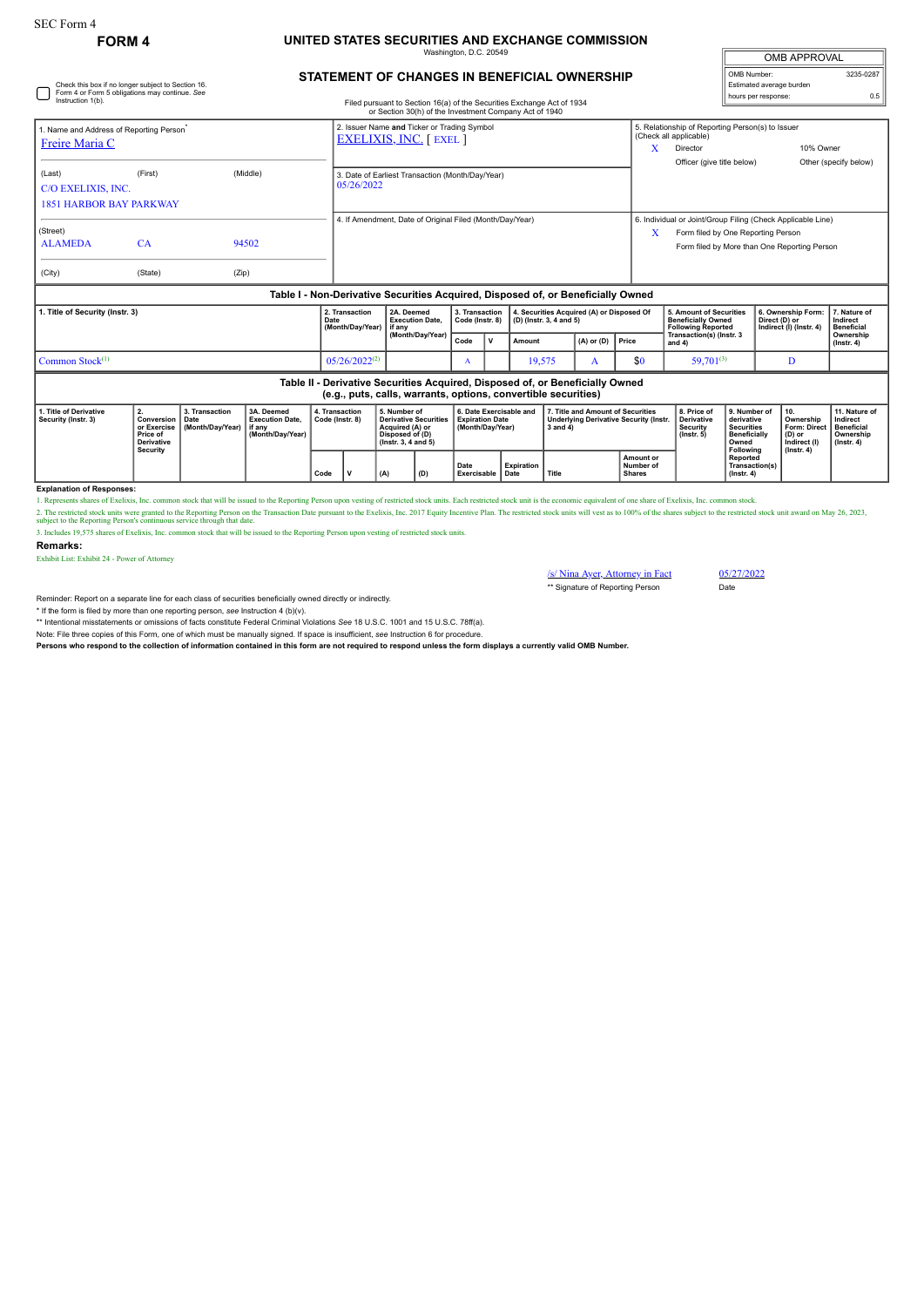SEC Form 4

**FORM 4**

# UNITED STATES SECURITIES AND EXCHANGE COMMISSION

Washington, D.C. 20549

## STATEMENT OF CHANGES IN BENEFICIAL OWNERSHIP

| OMB APPROVAL | |
|---|---|
| OMB Number: | 3235-0287 |
| Estimated average burden | |
| hours per response: | 0.5 |

☐ Check this box if no longer subject to Section 16. Form 4 or Form 5 obligations may continue. *See* Instruction 1(b).

Filed pursuant to Section 16(a) of the Securities Exchange Act of 1934 or Section 30(h) of the Investment Company Act of 1940

1. Name and Address of Reporting Person*
Freire Maria C

(Last) (First) (Middle)
C/O EXELIXIS, INC.
1851 HARBOR BAY PARKWAY

(Street)
ALAMEDA CA 94502

(City) (State) (Zip)

2. Issuer Name **and** Ticker or Trading Symbol
EXELIXIS, INC. [ EXEL ]

3. Date of Earliest Transaction (Month/Day/Year)
05/26/2022

4. If Amendment, Date of Original Filed (Month/Day/Year)

5. Relationship of Reporting Person(s) to Issuer (Check all applicable)
X Director
10% Owner
Officer (give title below)
Other (specify below)

6. Individual or Joint/Group Filing (Check Applicable Line)
X Form filed by One Reporting Person
Form filed by More than One Reporting Person

### Table I - Non-Derivative Securities Acquired, Disposed of, or Beneficially Owned

| 1. Title of Security (Instr. 3) | 2. Transaction Date (Month/Day/Year) | 2A. Deemed Execution Date, if any (Month/Day/Year) | 3. Transaction Code (Instr. 8) | | 4. Securities Acquired (A) or Disposed Of (D) (Instr. 3, 4 and 5) | | | 5. Amount of Securities Beneficially Owned Following Reported Transaction(s) (Instr. 3 and 4) | 6. Ownership Form: Direct (D) or Indirect (I) (Instr. 4) | 7. Nature of Indirect Beneficial Ownership (Instr. 4) |
|---|---|---|---|---|---|---|---|---|---|---|
| | | | Code | V | Amount | (A) or (D) | Price | | | |
| Common Stock[(1)] | 05/26/2022[(2)] | | A | | 19,575 | A | $0 | 59,701[(3)] | D | |

### Table II - Derivative Securities Acquired, Disposed of, or Beneficially Owned (e.g., puts, calls, warrants, options, convertible securities)

| 1. Title of Derivative Security (Instr. 3) | 2. Conversion or Exercise Price of Derivative Security | 3. Transaction Date (Month/Day/Year) | 3A. Deemed Execution Date, if any (Month/Day/Year) | 4. Transaction Code (Instr. 8) | | 5. Number of Derivative Securities Acquired (A) or Disposed of (D) (Instr. 3, 4 and 5) | | 6. Date Exercisable and Expiration Date (Month/Day/Year) | | 7. Title and Amount of Securities Underlying Derivative Security (Instr. 3 and 4) | | 8. Price of Derivative Security (Instr. 5) | 9. Number of derivative Securities Beneficially Owned Following Reported Transaction(s) (Instr. 4) | 10. Ownership Form: Direct (D) or Indirect (I) (Instr. 4) | 11. Nature of Indirect Beneficial Ownership (Instr. 4) |
|---|---|---|---|---|---|---|---|---|---|---|---|---|---|---|---|
| | | | | Code | V | (A) | (D) | Date Exercisable | Expiration Date | Title | Amount or Number of Shares | | | | |

**Explanation of Responses:**

1. Represents shares of Exelixis, Inc. common stock that will be issued to the Reporting Person upon vesting of restricted stock units. Each restricted stock unit is the economic equivalent of one share of Exelixis, Inc. common stock.

2. The restricted stock units were granted to the Reporting Person on the Transaction Date pursuant to the Exelixis, Inc. 2017 Equity Incentive Plan. The restricted stock units will vest as to 100% of the shares subject to the restricted stock unit award on May 26, 2023, subject to the Reporting Person's continuous service through that date.

3. Includes 19,575 shares of Exelixis, Inc. common stock that will be issued to the Reporting Person upon vesting of restricted stock units.

**Remarks:**

Exhibit List: Exhibit 24 - Power of Attorney

/s/ Nina Ayer, Attorney in Fact 05/27/2022

** Signature of Reporting Person Date

Reminder: Report on a separate line for each class of securities beneficially owned directly or indirectly.

* If the form is filed by more than one reporting person, *see* Instruction 4 (b)(v).

** Intentional misstatements or omissions of facts constitute Federal Criminal Violations *See* 18 U.S.C. 1001 and 15 U.S.C. 78ff(a).

Note: File three copies of this Form, one of which must be manually signed. If space is insufficient, *see* Instruction 6 for procedure.

**Persons who respond to the collection of information contained in this form are not required to respond unless the form displays a currently valid OMB Number.**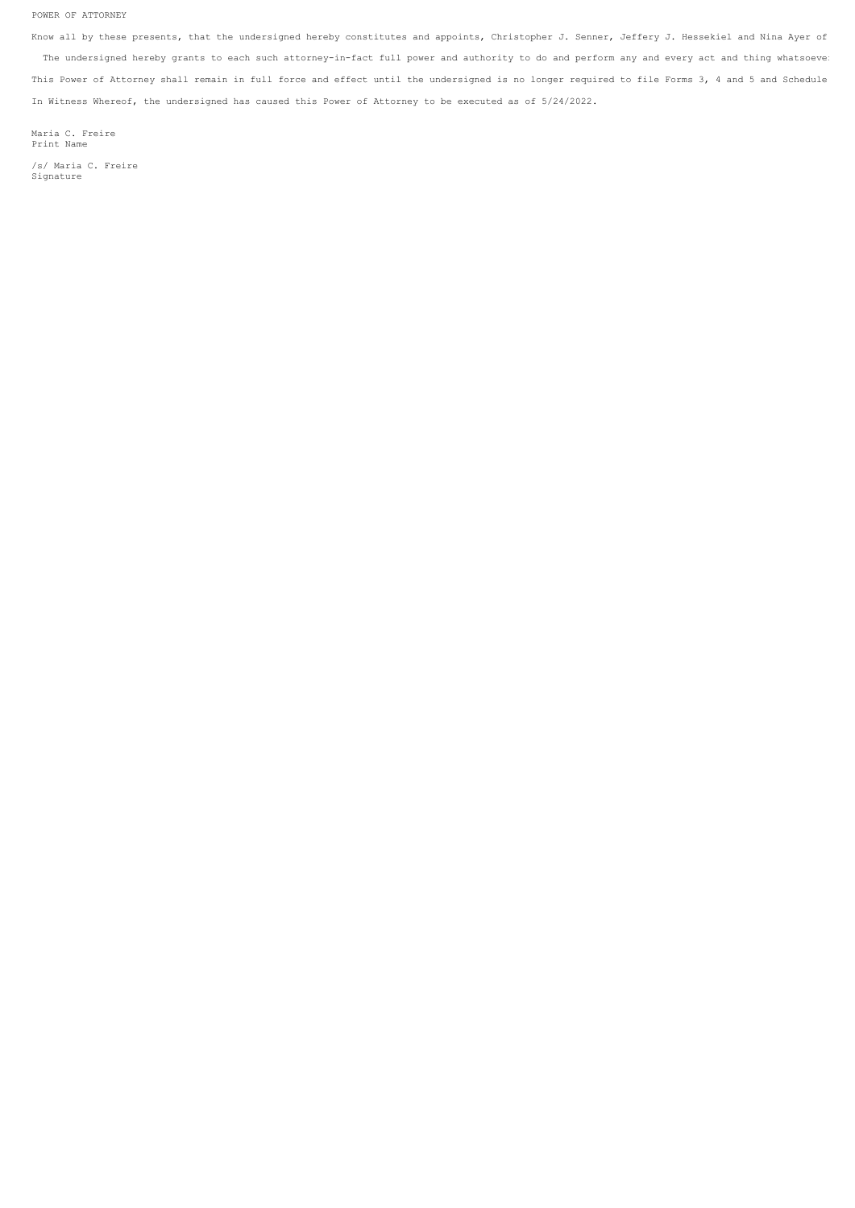POWER OF ATTORNEY

Know all by these presents, that the undersigned hereby constitutes and appoints, Christopher J. Senner, Jeffery J. Hessekiel and Nina Ayer of

The undersigned hereby grants to each such attorney-in-fact full power and authority to do and perform any and every act and thing whatsoeve

This Power of Attorney shall remain in full force and effect until the undersigned is no longer required to file Forms 3, 4 and 5 and Schedule

In Witness Whereof, the undersigned has caused this Power of Attorney to be executed as of 5/24/2022.

Maria C. Freire
Print Name

/s/ Maria C. Freire
Signature